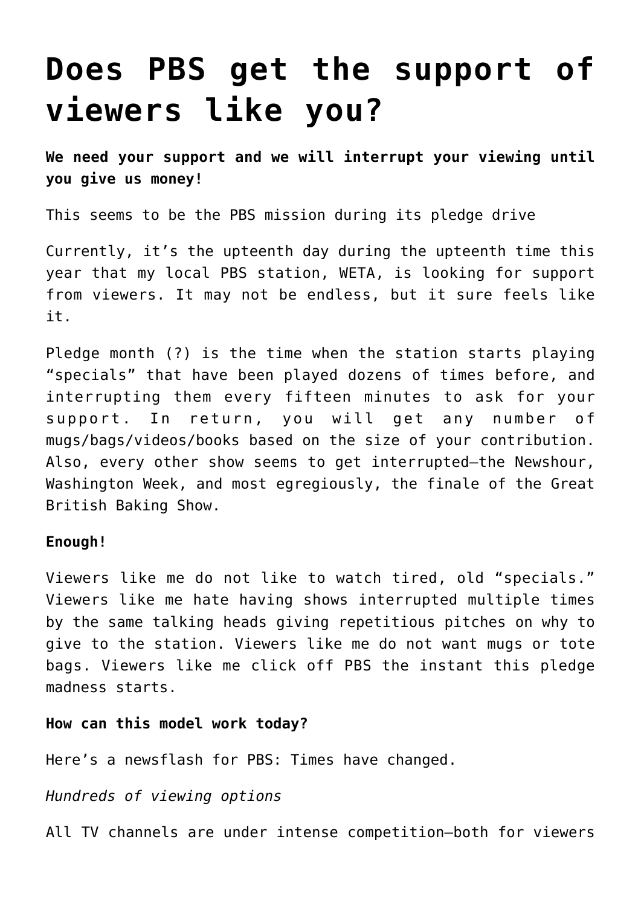# Does PBS get the support of viewers like you?

**We need your support and we will interrupt your viewing until you give us money!**

This seems to be the PBS mission during its pledge drive

Currently, it's the upteenth day during the upteenth time this year that my local PBS station, WETA, is looking for support from viewers. It may not be endless, but it sure feels like it.

Pledge month (?) is the time when the station starts playing "specials" that have been played dozens of times before, and interrupting them every fifteen minutes to ask for your support. In return, you will get any number of mugs/bags/videos/books based on the size of your contribution. Also, every other show seems to get interrupted—the Newshour, Washington Week, and most egregiously, the finale of the Great British Baking Show.

**Enough!**

Viewers like me do not like to watch tired, old "specials." Viewers like me hate having shows interrupted multiple times by the same talking heads giving repetitious pitches on why to give to the station. Viewers like me do not want mugs or tote bags. Viewers like me click off PBS the instant this pledge madness starts.

**How can this model work today?**

Here's a newsflash for PBS: Times have changed.

*Hundreds of viewing options*

All TV channels are under intense competition—both for viewers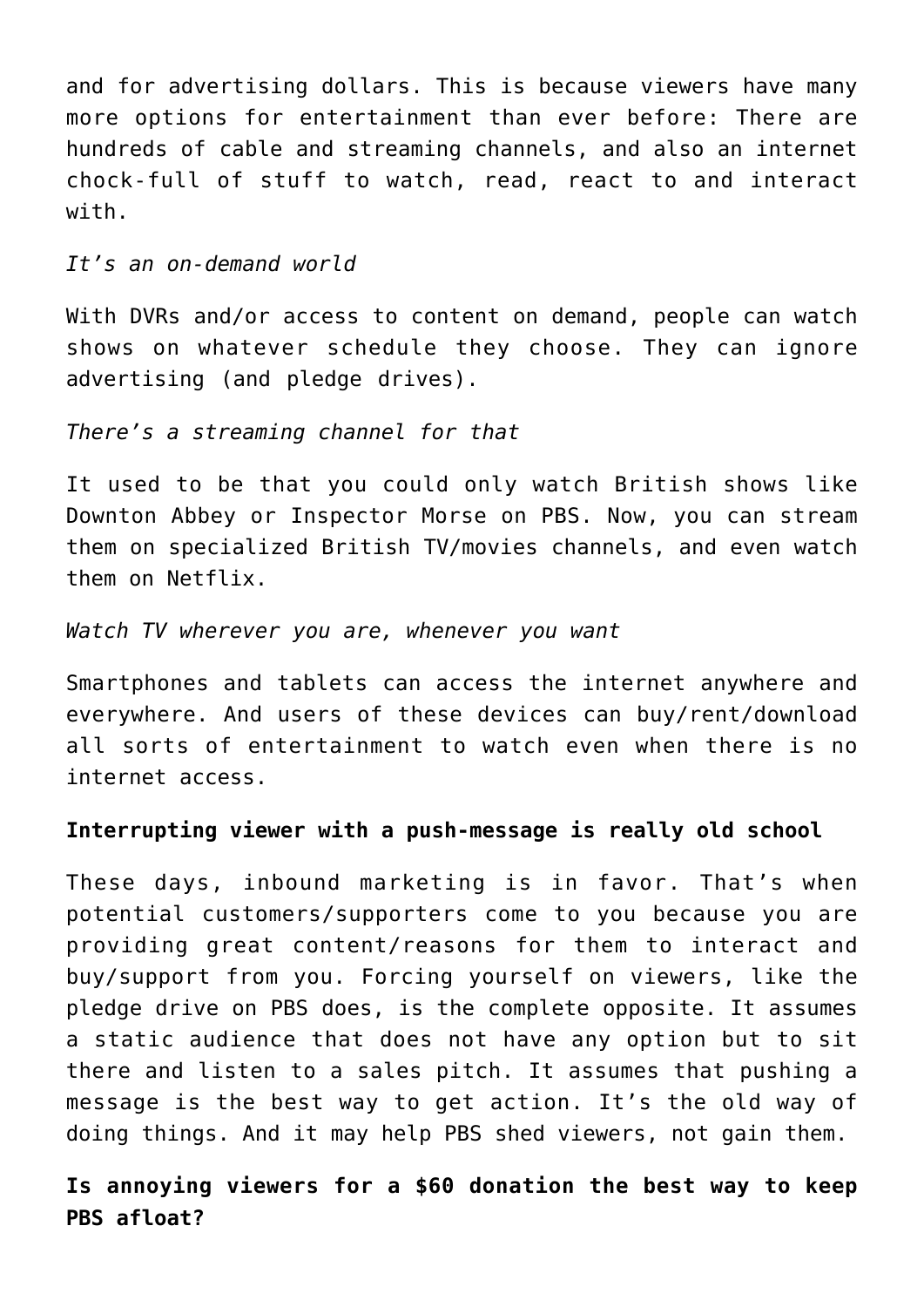and for advertising dollars. This is because viewers have many more options for entertainment than ever before: There are hundreds of cable and streaming channels, and also an internet chock-full of stuff to watch, read, react to and interact with.

*It's an on-demand world*

With DVRs and/or access to content on demand, people can watch shows on whatever schedule they choose. They can ignore advertising (and pledge drives).

*There's a streaming channel for that*

It used to be that you could only watch British shows like Downton Abbey or Inspector Morse on PBS. Now, you can stream them on specialized British TV/movies channels, and even watch them on Netflix.

*Watch TV wherever you are, whenever you want*

Smartphones and tablets can access the internet anywhere and everywhere. And users of these devices can buy/rent/download all sorts of entertainment to watch even when there is no internet access.

**Interrupting viewer with a push-message is really old school**

These days, inbound marketing is in favor. That's when potential customers/supporters come to you because you are providing great content/reasons for them to interact and buy/support from you. Forcing yourself on viewers, like the pledge drive on PBS does, is the complete opposite. It assumes a static audience that does not have any option but to sit there and listen to a sales pitch. It assumes that pushing a message is the best way to get action. It's the old way of doing things. And it may help PBS shed viewers, not gain them.

## Is annoying viewers for a $60 donation the best way to keep PBS afloat?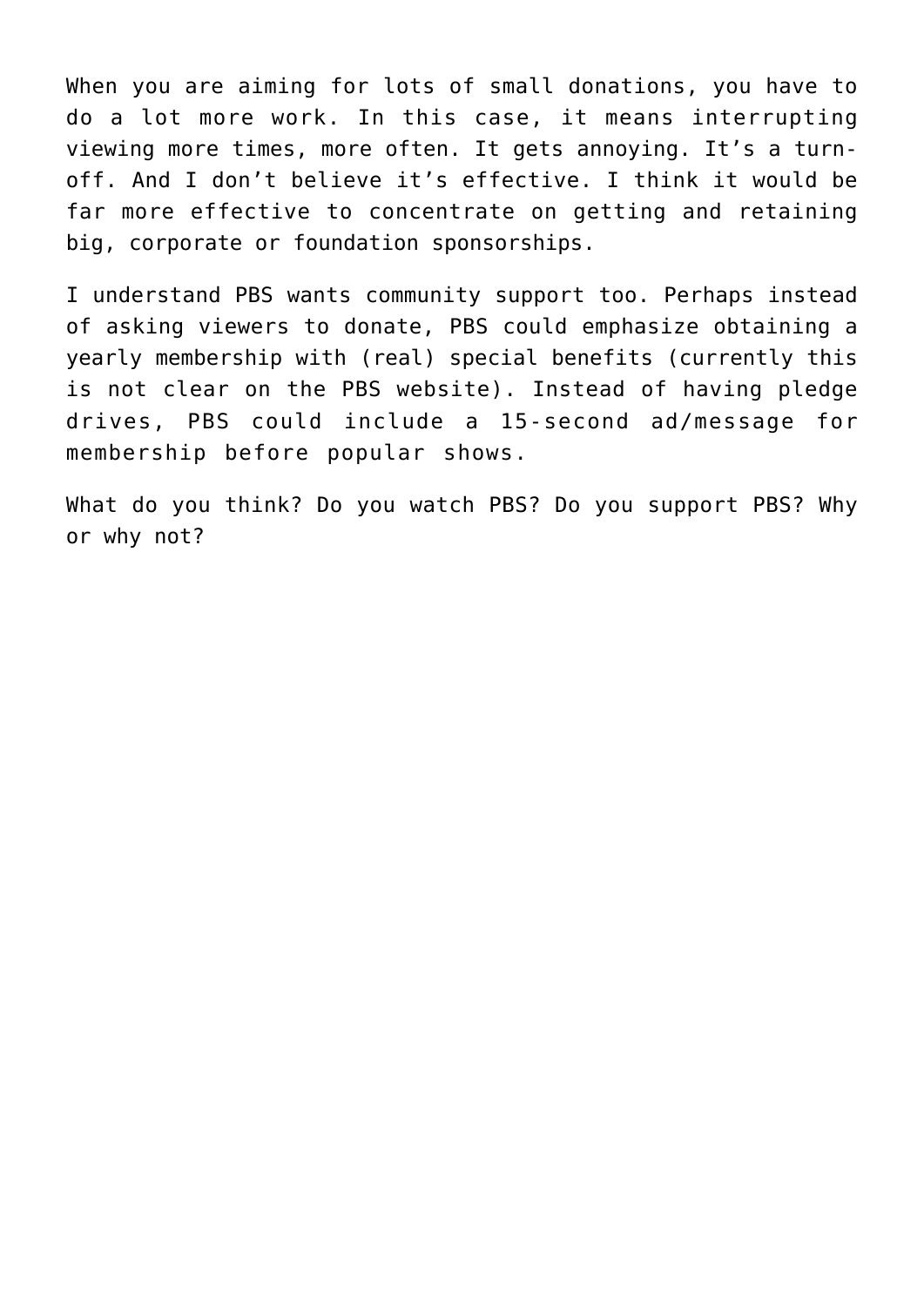When you are aiming for lots of small donations, you have to do a lot more work. In this case, it means interrupting viewing more times, more often. It gets annoying. It's a turn-off. And I don't believe it's effective. I think it would be far more effective to concentrate on getting and retaining big, corporate or foundation sponsorships.

I understand PBS wants community support too. Perhaps instead of asking viewers to donate, PBS could emphasize obtaining a yearly membership with (real) special benefits (currently this is not clear on the PBS website). Instead of having pledge drives, PBS could include a 15-second ad/message for membership before popular shows.

What do you think? Do you watch PBS? Do you support PBS? Why or why not?